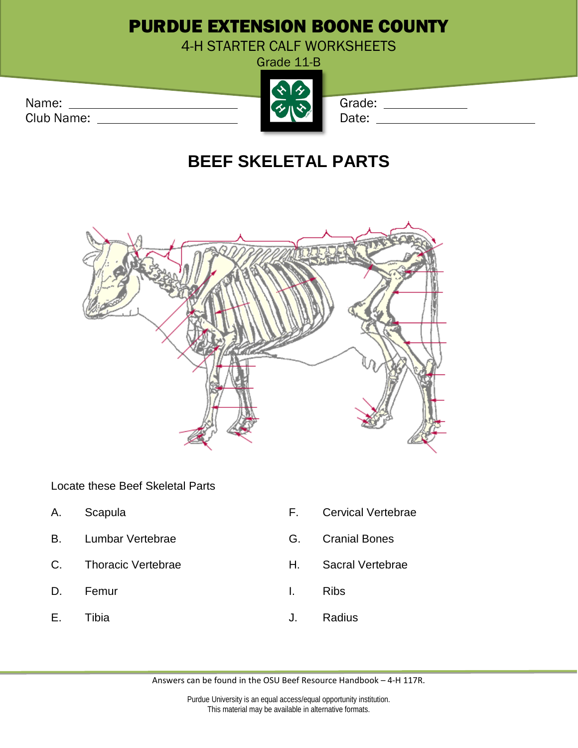# PURDUE EXTENSION BOONE COUNTY

4-H STARTER CALF WORKSHEETS

Grade 11-B

Name: ____________________
Club Name: ____________________

Grade: ____________
Date: ____________________

## BEEF SKELETAL PARTS

Locate these Beef Skeletal Parts

A. Scapula

B. Lumbar Vertebrae

C. Thoracic Vertebrae

D. Femur

E. Tibia

F. Cervical Vertebrae

G. Cranial Bones

H. Sacral Vertebrae

I. Ribs

J. Radius

Answers can be found in the OSU Beef Resource Handbook – 4-H 117R.

Purdue University is an equal access/equal opportunity institution.
This material may be available in alternative formats.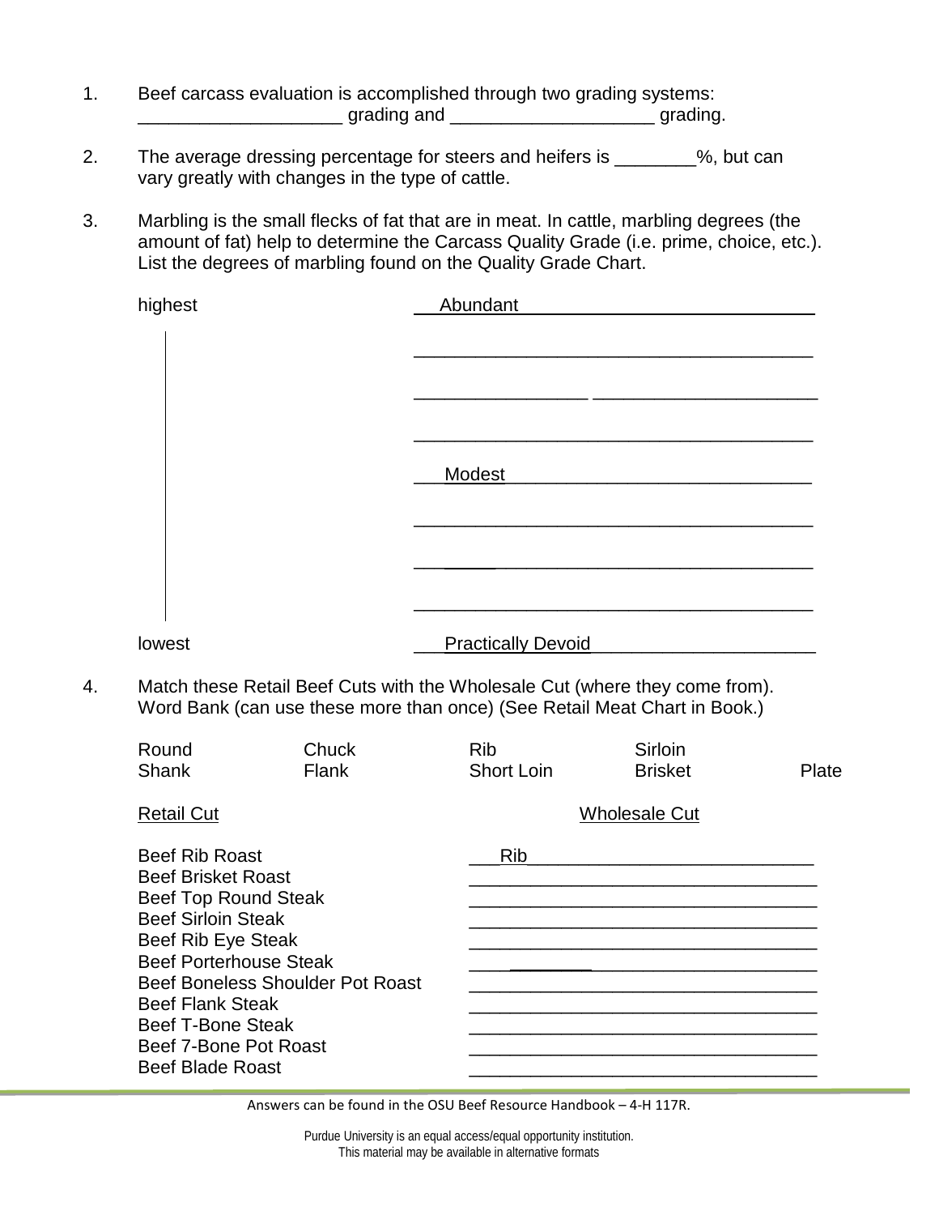1. Beef carcass evaluation is accomplished through two grading systems: ____________________ grading and ____________________ grading.

2. The average dressing percentage for steers and heifers is ________%, but can vary greatly with changes in the type of cattle.

3. Marbling is the small flecks of fat that are in meat. In cattle, marbling degrees (the amount of fat) help to determine the Carcass Quality Grade (i.e. prime, choice, etc.). List the degrees of marbling found on the Quality Grade Chart.

| | |
|---|---|
| highest | Abundant |
| | ________________________________________ |
| | ________________________________________ |
| | ________________________________________ |
| | Modest |
| | ________________________________________ |
| | ________________________________________ |
| | ________________________________________ |
| lowest | Practically Devoid |

4. Match these Retail Beef Cuts with the Wholesale Cut (where they come from). Word Bank (can use these more than once) (See Retail Meat Chart in Book.)

| | | | | |
|---|---|---|---|---|
| Round | Chuck | Rib | Sirloin | |
| Shank | Flank | Short Loin | Brisket | Plate |

| Retail Cut | Wholesale Cut |
|---|---|
| Beef Rib Roast | Rib |
| Beef Brisket Roast | ________________________________ |
| Beef Top Round Steak | ________________________________ |
| Beef Sirloin Steak | ________________________________ |
| Beef Rib Eye Steak | ________________________________ |
| Beef Porterhouse Steak | ________________________________ |
| Beef Boneless Shoulder Pot Roast | ________________________________ |
| Beef Flank Steak | ________________________________ |
| Beef T-Bone Steak | ________________________________ |
| Beef 7-Bone Pot Roast | ________________________________ |
| Beef Blade Roast | ________________________________ |

Answers can be found in the OSU Beef Resource Handbook – 4-H 117R.

Purdue University is an equal access/equal opportunity institution.
This material may be available in alternative formats